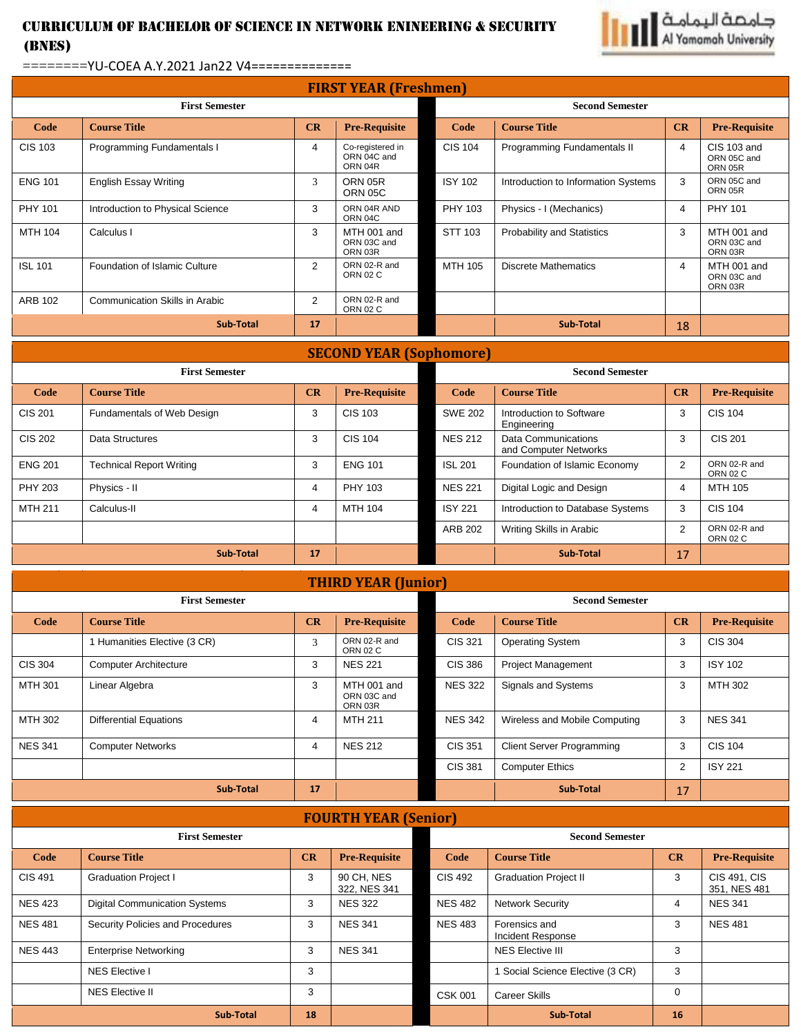# CURRICULUM OF BACHELOR OF SCIENCE IN NETWORK ENINEERING & SECURITY (BNES)

========YU-COEA A.Y.2021 Jan22 V4=============

## FIRST YEAR (Freshmen)

| First Semester | | | | Second Semester | | | |
|---|---|---|---|---|---|---|---|
| **Code** | **Course Title** | **CR** | **Pre-Requisite** | **Code** | **Course Title** | **CR** | **Pre-Requisite** |
| CIS 103 | Programming Fundamentals I | 4 | Co-registered in ORN 04C and ORN 04R | CIS 104 | Programming Fundamentals II | 4 | CIS 103 and ORN 05C and ORN 05R |
| ENG 101 | English Essay Writing | 3 | ORN 05R ORN 05C | ISY 102 | Introduction to Information Systems | 3 | ORN 05C and ORN 05R |
| PHY 101 | Introduction to Physical Science | 3 | ORN 04R AND ORN 04C | PHY 103 | Physics - I (Mechanics) | 4 | PHY 101 |
| MTH 104 | Calculus I | 3 | MTH 001 and ORN 03C and ORN 03R | STT 103 | Probability and Statistics | 3 | MTH 001 and ORN 03C and ORN 03R |
| ISL 101 | Foundation of Islamic Culture | 2 | ORN 02-R and ORN 02 C | MTH 105 | Discrete Mathematics | 4 | MTH 001 and ORN 03C and ORN 03R |
| ARB 102 | Communication Skills in Arabic | 2 | ORN 02-R and ORN 02 C | | | | |
| | **Sub-Total** | **17** | | | **Sub-Total** | 18 | |

## SECOND YEAR (Sophomore)

| First Semester | | | | Second Semester | | | |
|---|---|---|---|---|---|---|---|
| **Code** | **Course Title** | **CR** | **Pre-Requisite** | **Code** | **Course Title** | **CR** | **Pre-Requisite** |
| CIS 201 | Fundamentals of Web Design | 3 | CIS 103 | SWE 202 | Introduction to Software Engineering | 3 | CIS 104 |
| CIS 202 | Data Structures | 3 | CIS 104 | NES 212 | Data Communications and Computer Networks | 3 | CIS 201 |
| ENG 201 | Technical Report Writing | 3 | ENG 101 | ISL 201 | Foundation of Islamic Economy | 2 | ORN 02-R and ORN 02 C |
| PHY 203 | Physics - II | 4 | PHY 103 | NES 221 | Digital Logic and Design | 4 | MTH 105 |
| MTH 211 | Calculus-II | 4 | MTH 104 | ISY 221 | Introduction to Database Systems | 3 | CIS 104 |
| | | | | ARB 202 | Writing Skills in Arabic | 2 | ORN 02-R and ORN 02 C |
| | **Sub-Total** | **17** | | | **Sub-Total** | 17 | |

## THIRD YEAR (Junior)

| First Semester | | | | Second Semester | | | |
|---|---|---|---|---|---|---|---|
| **Code** | **Course Title** | **CR** | **Pre-Requisite** | **Code** | **Course Title** | **CR** | **Pre-Requisite** |
| | 1 Humanities Elective (3 CR) | 3 | ORN 02-R and ORN 02 C | CIS 321 | Operating System | 3 | CIS 304 |
| CIS 304 | Computer Architecture | 3 | NES 221 | CIS 386 | Project Management | 3 | ISY 102 |
| MTH 301 | Linear Algebra | 3 | MTH 001 and ORN 03C and ORN 03R | NES 322 | Signals and Systems | 3 | MTH 302 |
| MTH 302 | Differential Equations | 4 | MTH 211 | NES 342 | Wireless and Mobile Computing | 3 | NES 341 |
| NES 341 | Computer Networks | 4 | NES 212 | CIS 351 | Client Server Programming | 3 | CIS 104 |
| | | | | CIS 381 | Computer Ethics | 2 | ISY 221 |
| | **Sub-Total** | **17** | | | **Sub-Total** | 17 | |

## FOURTH YEAR (Senior)

| First Semester | | | | Second Semester | | | |
|---|---|---|---|---|---|---|---|
| **Code** | **Course Title** | **CR** | **Pre-Requisite** | **Code** | **Course Title** | **CR** | **Pre-Requisite** |
| CIS 491 | Graduation Project I | 3 | 90 CH, NES 322, NES 341 | CIS 492 | Graduation Project II | 3 | CIS 491, CIS 351, NES 481 |
| NES 423 | Digital Communication Systems | 3 | NES 322 | NES 482 | Network Security | 4 | NES 341 |
| NES 481 | Security Policies and Procedures | 3 | NES 341 | NES 483 | Forensics and Incident Response | 3 | NES 481 |
| NES 443 | Enterprise Networking | 3 | NES 341 | | NES Elective III | 3 | |
| | NES Elective I | 3 | | | 1 Social Science Elective (3 CR) | 3 | |
| | NES Elective II | 3 | | CSK 001 | Career Skills | 0 | |
| | **Sub-Total** | **18** | | | **Sub-Total** | **16** | |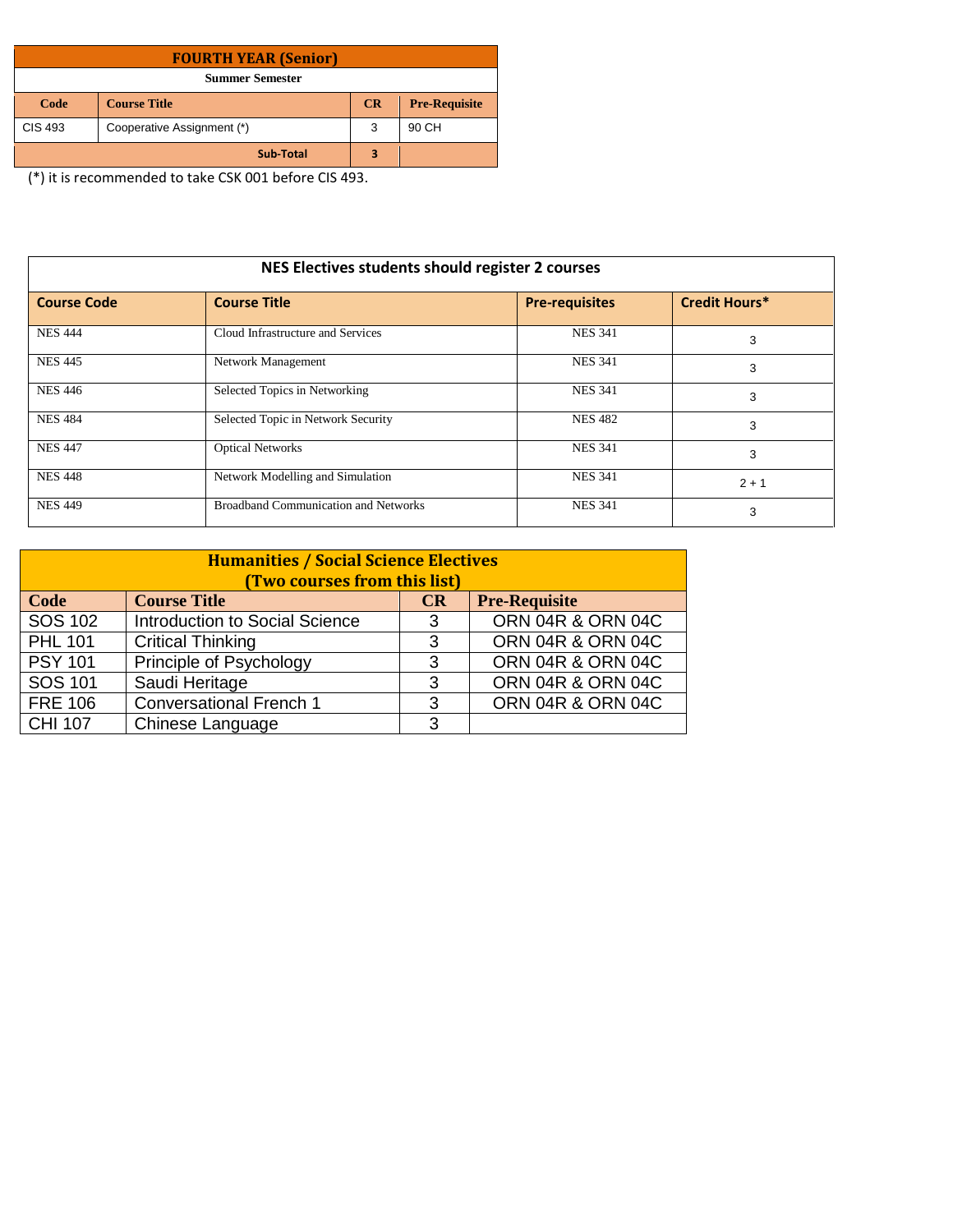| FOURTH YEAR (Senior) | | | |
|---|---|---|---|
| Summer Semester | | | |
| Code | Course Title | CR | Pre-Requisite |
| CIS 493 | Cooperative Assignment (*) | 3 | 90 CH |
| Sub-Total | | 3 | |

(*) it is recommended to take CSK 001 before CIS 493.

| NES Electives students should register 2 courses | | | |
|---|---|---|---|
| Course Code | Course Title | Pre-requisites | Credit Hours* |
| NES 444 | Cloud Infrastructure and Services | NES 341 | 3 |
| NES 445 | Network Management | NES 341 | 3 |
| NES 446 | Selected Topics in Networking | NES 341 | 3 |
| NES 484 | Selected Topic in Network Security | NES 482 | 3 |
| NES 447 | Optical Networks | NES 341 | 3 |
| NES 448 | Network Modelling and Simulation | NES 341 | 2 + 1 |
| NES 449 | Broadband Communication and Networks | NES 341 | 3 |

| Humanities / Social Science Electives (Two courses from this list) | | | |
|---|---|---|---|
| Code | Course Title | CR | Pre-Requisite |
| SOS 102 | Introduction to Social Science | 3 | ORN 04R & ORN 04C |
| PHL 101 | Critical Thinking | 3 | ORN 04R & ORN 04C |
| PSY 101 | Principle of Psychology | 3 | ORN 04R & ORN 04C |
| SOS 101 | Saudi Heritage | 3 | ORN 04R & ORN 04C |
| FRE 106 | Conversational French 1 | 3 | ORN 04R & ORN 04C |
| CHI 107 | Chinese Language | 3 | |